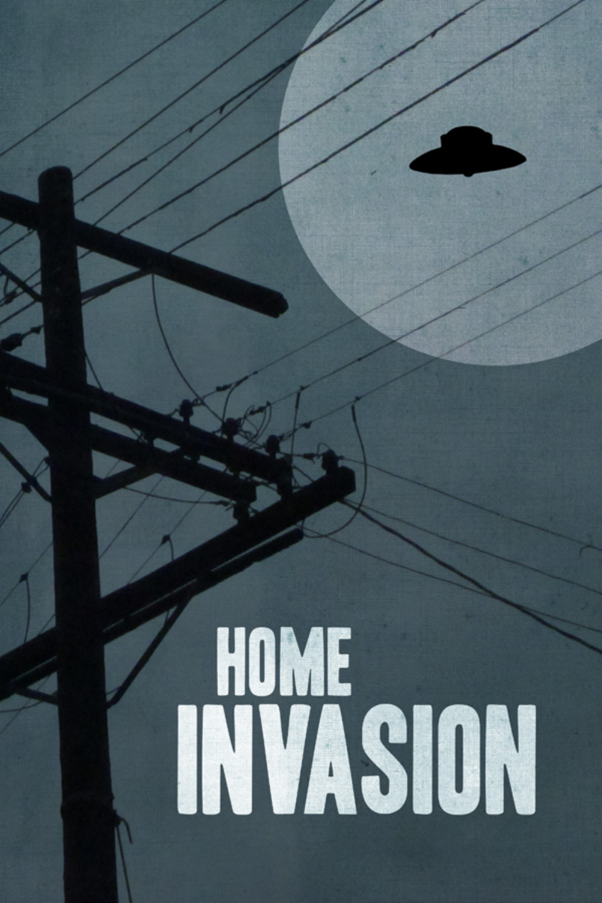# HOME INVASION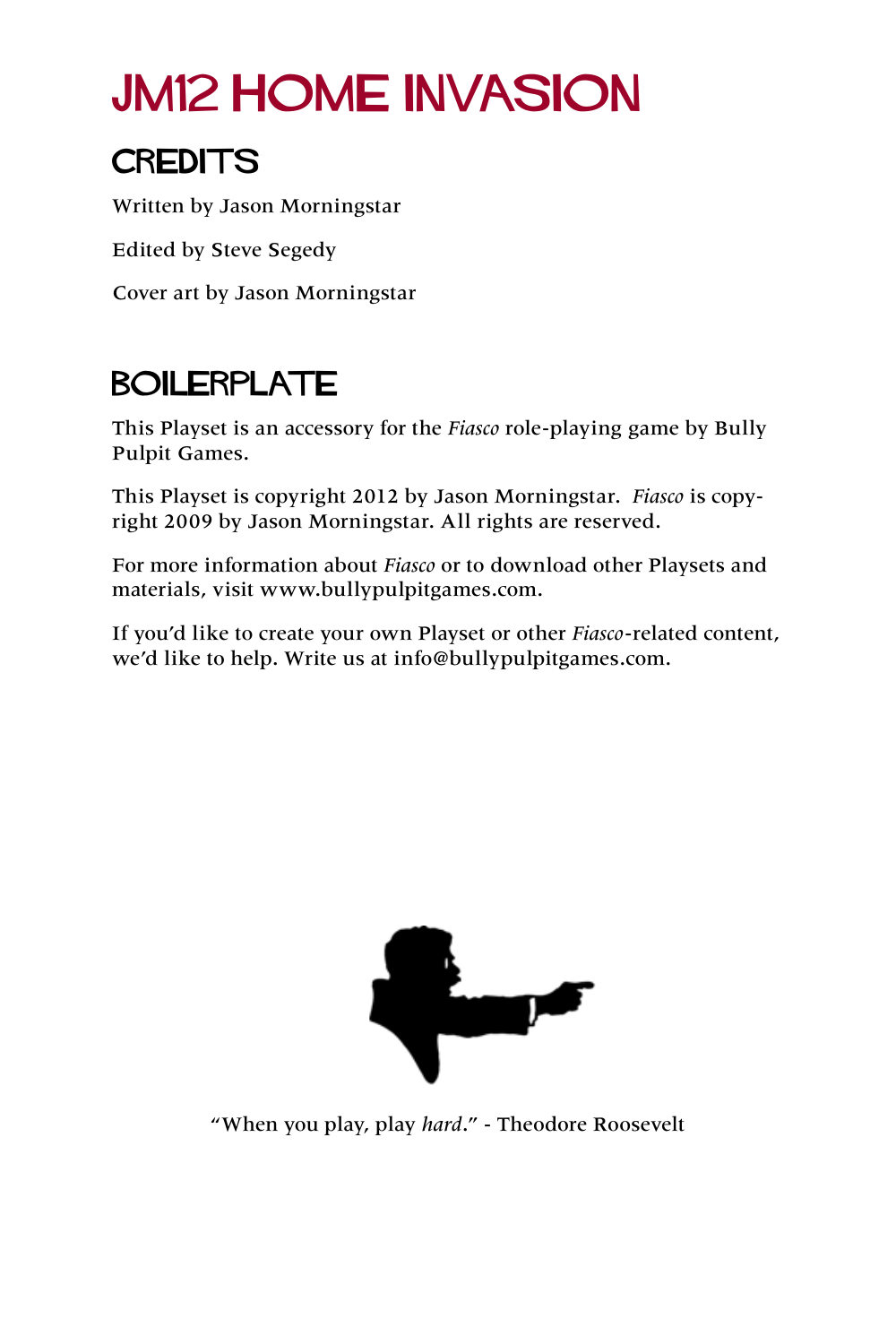# JM12 HOME INVASION

## CREDITS

Written by Jason Morningstar

Edited by Steve Segedy

Cover art by Jason Morningstar

## BOILERPLATE

This Playset is an accessory for the *Fiasco* role-playing game by Bully Pulpit Games.

This Playset is copyright 2012 by Jason Morningstar. *Fiasco* is copyright 2009 by Jason Morningstar. All rights are reserved.

For more information about *Fiasco* or to download other Playsets and materials, visit www.bullypulpitgames.com.

If you'd like to create your own Playset or other *Fiasco*-related content, we'd like to help. Write us at info@bullypulpitgames.com.

"When you play, play *hard*." - Theodore Roosevelt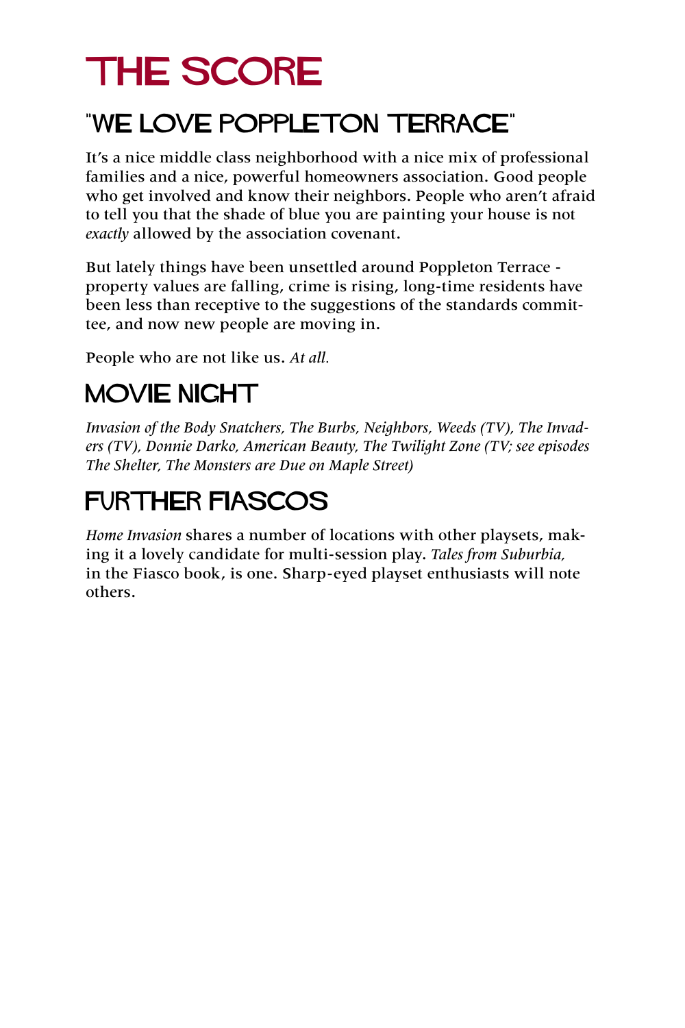# THE SCORE

## "WE LOVE POPPLETON TERRACE"

It's a nice middle class neighborhood with a nice mix of professional families and a nice, powerful homeowners association. Good people who get involved and know their neighbors. People who aren't afraid to tell you that the shade of blue you are painting your house is not *exactly* allowed by the association covenant.

But lately things have been unsettled around Poppleton Terrace - property values are falling, crime is rising, long-time residents have been less than receptive to the suggestions of the standards committee, and now new people are moving in.

People who are not like us. *At all.*

## MOVIE NIGHT

*Invasion of the Body Snatchers, The Burbs, Neighbors, Weeds (TV), The Invaders (TV), Donnie Darko, American Beauty, The Twilight Zone (TV; see episodes The Shelter, The Monsters are Due on Maple Street)*

## FURTHER FIASCOS

*Home Invasion* shares a number of locations with other playsets, making it a lovely candidate for multi-session play. *Tales from Suburbia,* in the Fiasco book, is one. Sharp-eyed playset enthusiasts will note others.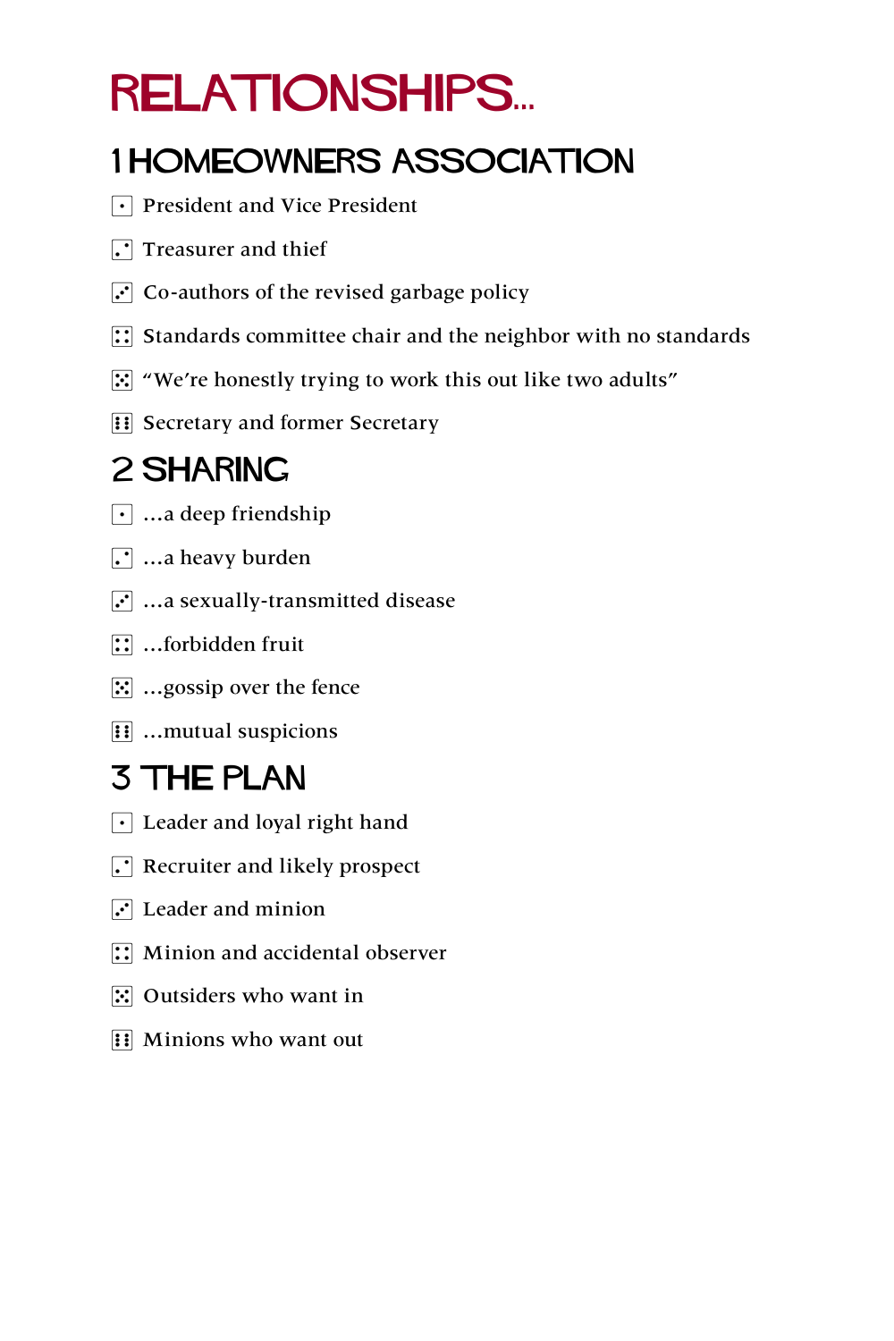# RELATIONSHIPS...

## 1 HOMEOWNERS ASSOCIATION

- ⚀ President and Vice President
- ⚁ Treasurer and thief
- ⚂ Co-authors of the revised garbage policy
- ⚃ Standards committee chair and the neighbor with no standards
- ⚄ "We're honestly trying to work this out like two adults"
- ⚅ Secretary and former Secretary

## 2 SHARING

- ⚀ ...a deep friendship
- ⚁ ...a heavy burden
- ⚂ ...a sexually-transmitted disease
- ⚃ ...forbidden fruit
- ⚄ ...gossip over the fence
- ⚅ ...mutual suspicions

## 3 THE PLAN

- ⚀ Leader and loyal right hand
- ⚁ Recruiter and likely prospect
- ⚂ Leader and minion
- ⚃ Minion and accidental observer
- ⚄ Outsiders who want in
- ⚅ Minions who want out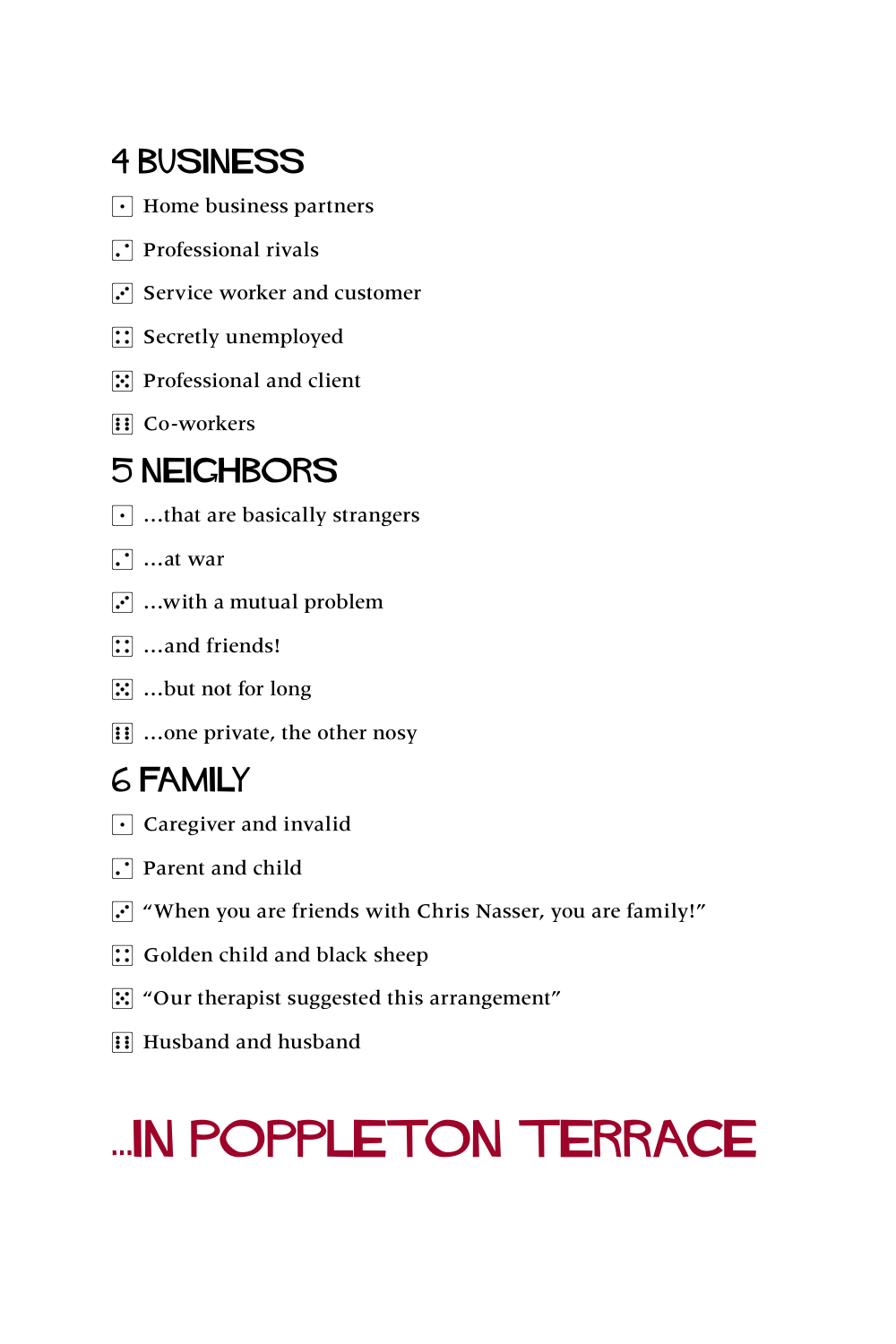## 4 BUSINESS

- ⚀ Home business partners
- ⚁ Professional rivals
- ⚂ Service worker and customer
- ⚃ Secretly unemployed
- ⚄ Professional and client
- ⚅ Co-workers

## 5 NEIGHBORS

- ⚀ ...that are basically strangers
- ⚁ ...at war
- ⚂ ...with a mutual problem
- ⚃ ...and friends!
- ⚄ ...but not for long
- ⚅ ...one private, the other nosy

## 6 FAMILY

- ⚀ Caregiver and invalid
- ⚁ Parent and child
- ⚂ “When you are friends with Chris Nasser, you are family!”
- ⚃ Golden child and black sheep
- ⚄ “Our therapist suggested this arrangement”
- ⚅ Husband and husband

# ...IN POPPLETON TERRACE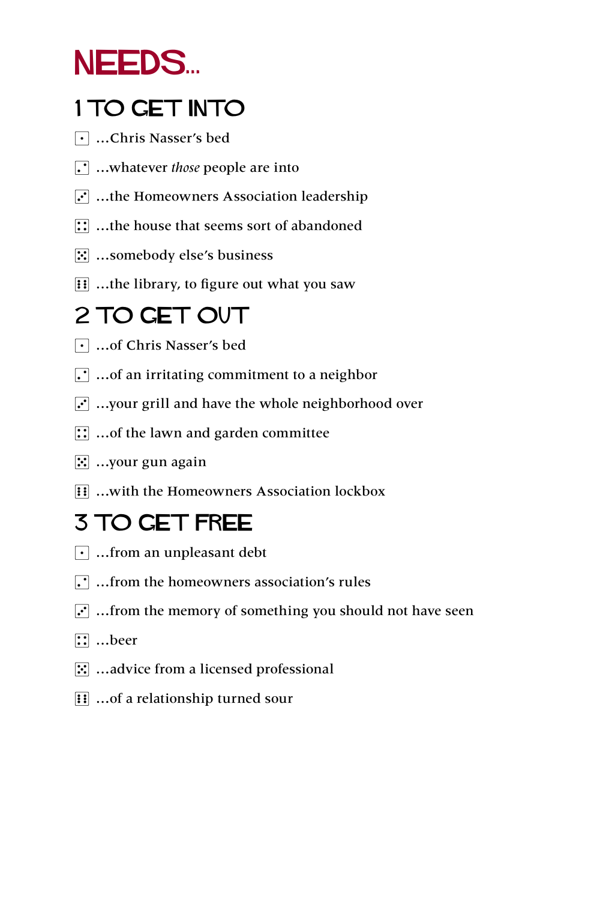# NEEDS...

## 1 TO GET INTO

- ⚀ ...Chris Nasser's bed
- ⚁ ...whatever *those* people are into
- ⚂ ...the Homeowners Association leadership
- ⚃ ...the house that seems sort of abandoned
- ⚄ ...somebody else's business
- ⚅ ...the library, to figure out what you saw

## 2 TO GET OUT

- ⚀ ...of Chris Nasser's bed
- ⚁ ...of an irritating commitment to a neighbor
- ⚂ ...your grill and have the whole neighborhood over
- ⚃ ...of the lawn and garden committee
- ⚄ ...your gun again
- ⚅ ...with the Homeowners Association lockbox

## 3 TO GET FREE

- ⚀ ...from an unpleasant debt
- ⚁ ...from the homeowners association's rules
- ⚂ ...from the memory of something you should not have seen
- ⚃ ...beer
- ⚄ ...advice from a licensed professional
- ⚅ ...of a relationship turned sour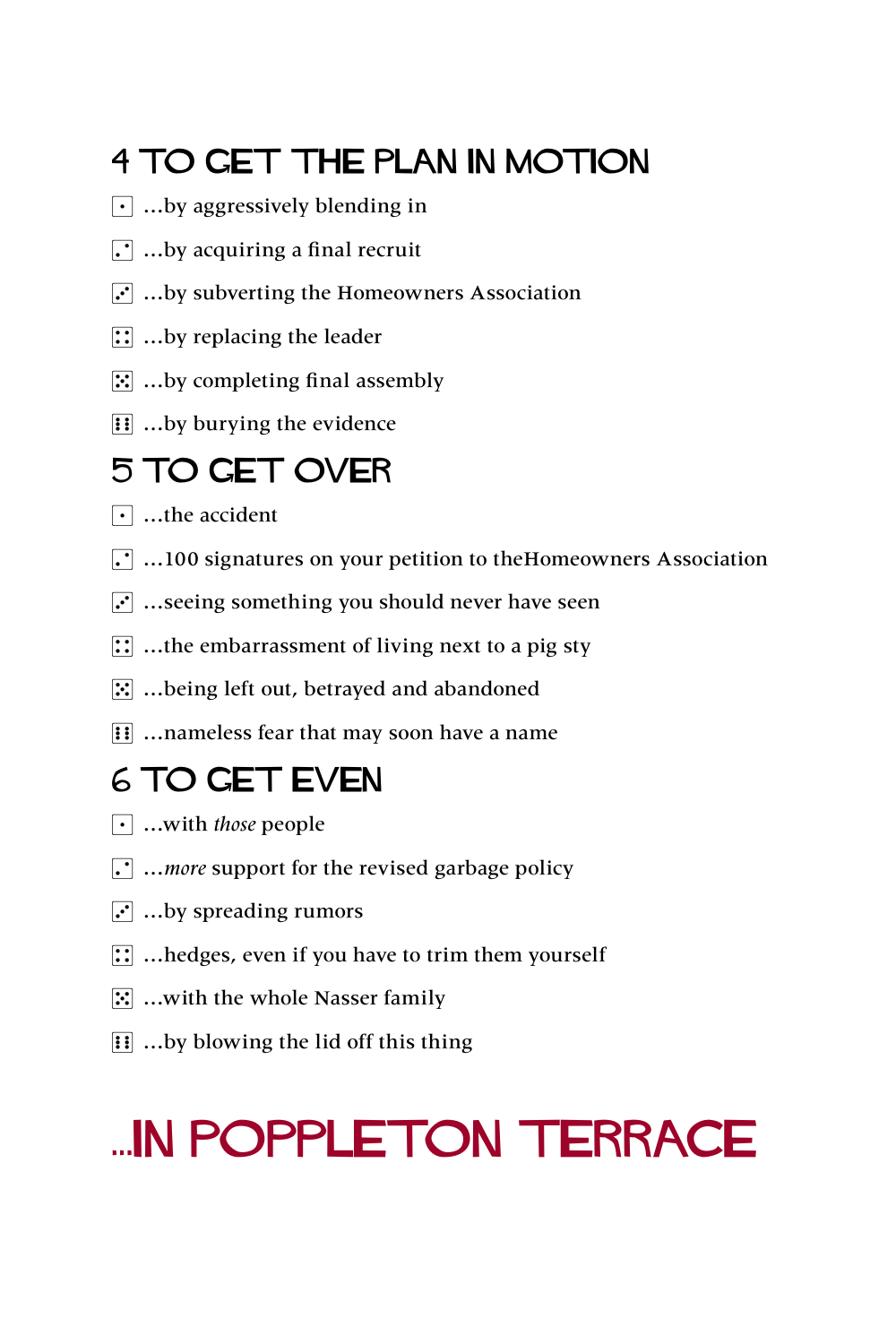## 4 TO GET THE PLAN IN MOTION

- ⚀ ...by aggressively blending in
- ⚁ ...by acquiring a final recruit
- ⚂ ...by subverting the Homeowners Association
- ⚃ ...by replacing the leader
- ⚄ ...by completing final assembly
- ⚅ ...by burying the evidence

## 5 TO GET OVER

- ⚀ ...the accident
- ⚁ ...100 signatures on your petition to theHomeowners Association
- ⚂ ...seeing something you should never have seen
- ⚃ ...the embarrassment of living next to a pig sty
- ⚄ ...being left out, betrayed and abandoned
- ⚅ ...nameless fear that may soon have a name

## 6 TO GET EVEN

- ⚀ ...with *those* people
- ⚁ ...*more* support for the revised garbage policy
- ⚂ ...by spreading rumors
- ⚃ ...hedges, even if you have to trim them yourself
- ⚄ ...with the whole Nasser family
- ⚅ ...by blowing the lid off this thing

# ...IN POPPLETON TERRACE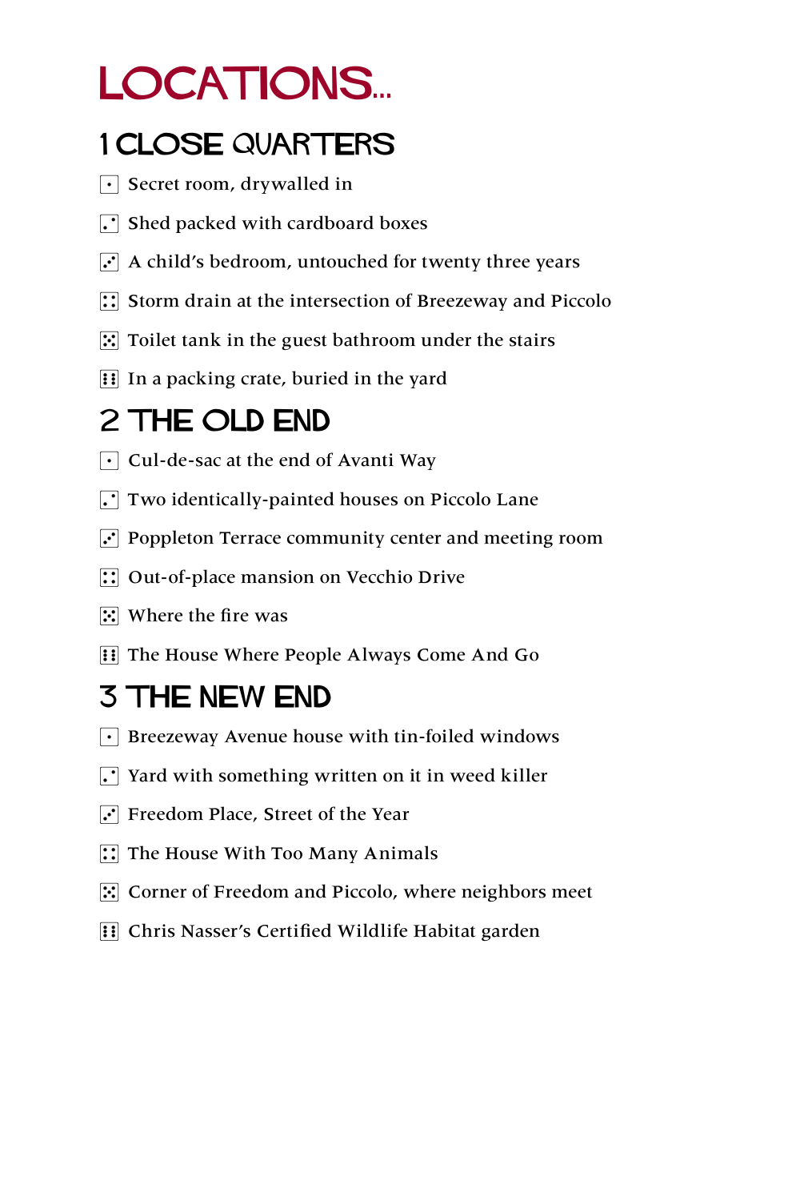# LOCATIONS...

## 1 CLOSE QUARTERS

- ⚀ Secret room, drywalled in
- ⚁ Shed packed with cardboard boxes
- ⚂ A child's bedroom, untouched for twenty three years
- ⚃ Storm drain at the intersection of Breezeway and Piccolo
- ⚄ Toilet tank in the guest bathroom under the stairs
- ⚅ In a packing crate, buried in the yard

## 2 THE OLD END

- ⚀ Cul-de-sac at the end of Avanti Way
- ⚁ Two identically-painted houses on Piccolo Lane
- ⚂ Poppleton Terrace community center and meeting room
- ⚃ Out-of-place mansion on Vecchio Drive
- ⚄ Where the fire was
- ⚅ The House Where People Always Come And Go

## 3 THE NEW END

- ⚀ Breezeway Avenue house with tin-foiled windows
- ⚁ Yard with something written on it in weed killer
- ⚂ Freedom Place, Street of the Year
- ⚃ The House With Too Many Animals
- ⚄ Corner of Freedom and Piccolo, where neighbors meet
- ⚅ Chris Nasser's Certified Wildlife Habitat garden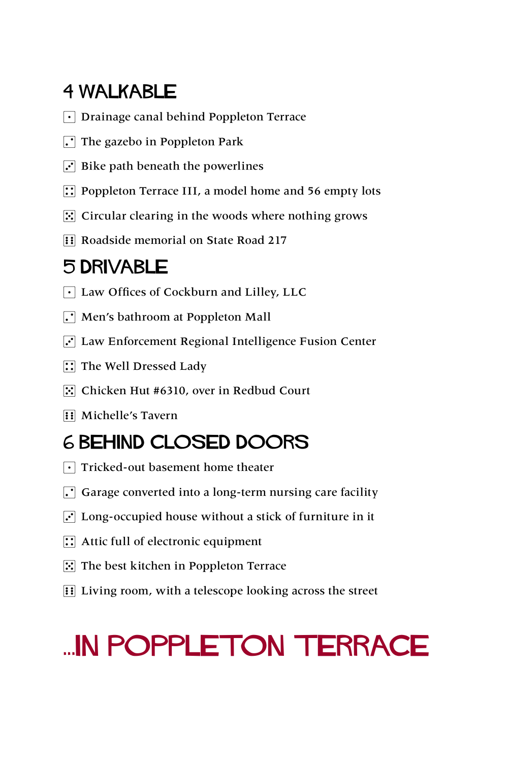## 4 WALKABLE

- ⚀ Drainage canal behind Poppleton Terrace
- ⚁ The gazebo in Poppleton Park
- ⚂ Bike path beneath the powerlines
- ⚃ Poppleton Terrace III, a model home and 56 empty lots
- ⚄ Circular clearing in the woods where nothing grows
- ⚅ Roadside memorial on State Road 217

## 5 DRIVABLE

- ⚀ Law Offices of Cockburn and Lilley, LLC
- ⚁ Men's bathroom at Poppleton Mall
- ⚂ Law Enforcement Regional Intelligence Fusion Center
- ⚃ The Well Dressed Lady
- ⚄ Chicken Hut #6310, over in Redbud Court
- ⚅ Michelle's Tavern

## 6 BEHIND CLOSED DOORS

- ⚀ Tricked-out basement home theater
- ⚁ Garage converted into a long-term nursing care facility
- ⚂ Long-occupied house without a stick of furniture in it
- ⚃ Attic full of electronic equipment
- ⚄ The best kitchen in Poppleton Terrace
- ⚅ Living room, with a telescope looking across the street

# ...IN POPPLETON TERRACE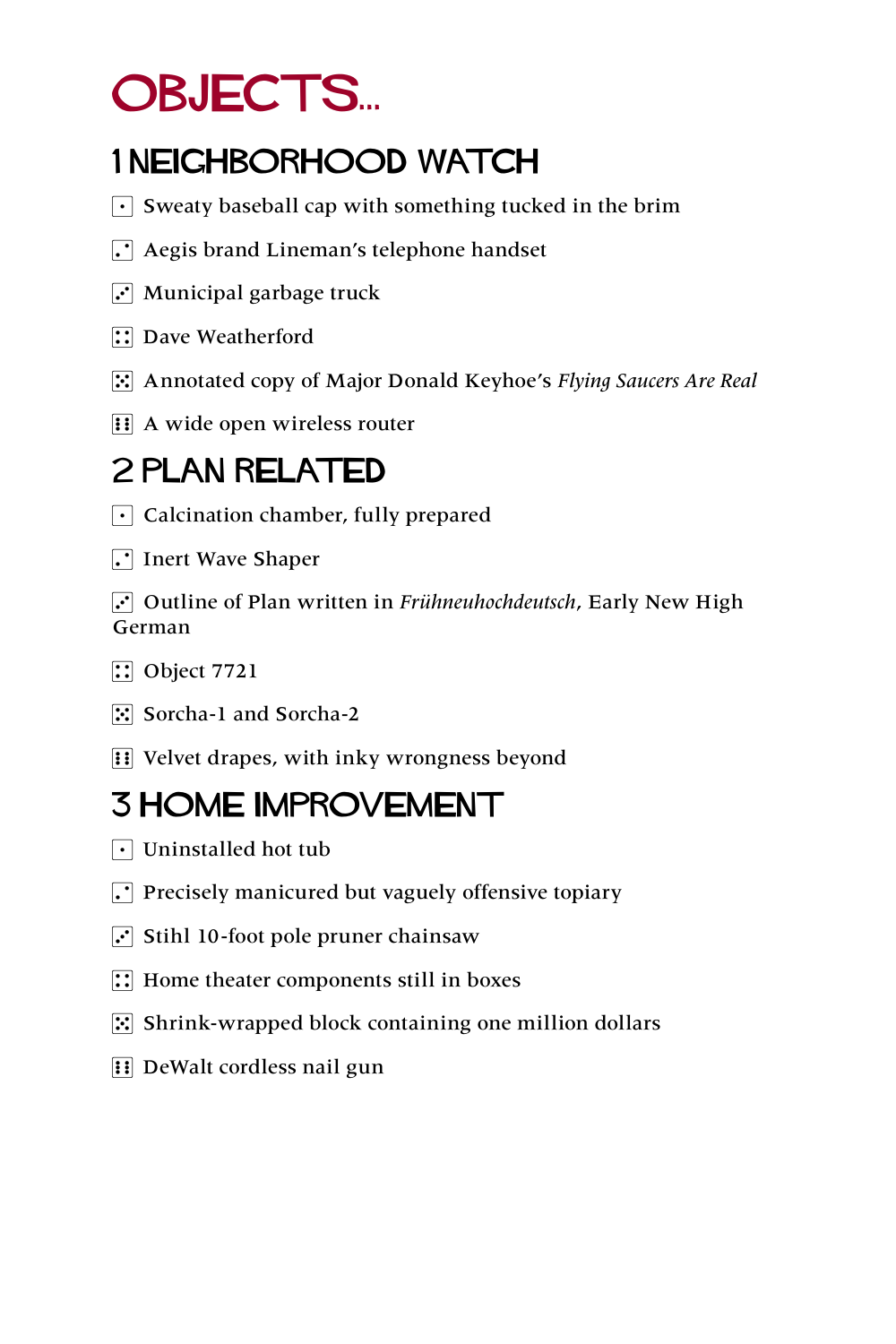# Objects...

## 1 Neighborhood Watch

- ⚀ Sweaty baseball cap with something tucked in the brim
- ⚁ Aegis brand Lineman's telephone handset
- ⚂ Municipal garbage truck
- ⚃ Dave Weatherford
- ⚄ Annotated copy of Major Donald Keyhoe's *Flying Saucers Are Real*
- ⚅ A wide open wireless router

## 2 Plan Related

- ⚀ Calcination chamber, fully prepared
- ⚁ Inert Wave Shaper
- ⚂ Outline of Plan written in *Frühneuhochdeutsch*, Early New High German
- ⚃ Object 7721
- ⚄ Sorcha-1 and Sorcha-2
- ⚅ Velvet drapes, with inky wrongness beyond

## 3 Home Improvement

- ⚀ Uninstalled hot tub
- ⚁ Precisely manicured but vaguely offensive topiary
- ⚂ Stihl 10-foot pole pruner chainsaw
- ⚃ Home theater components still in boxes
- ⚄ Shrink-wrapped block containing one million dollars
- ⚅ DeWalt cordless nail gun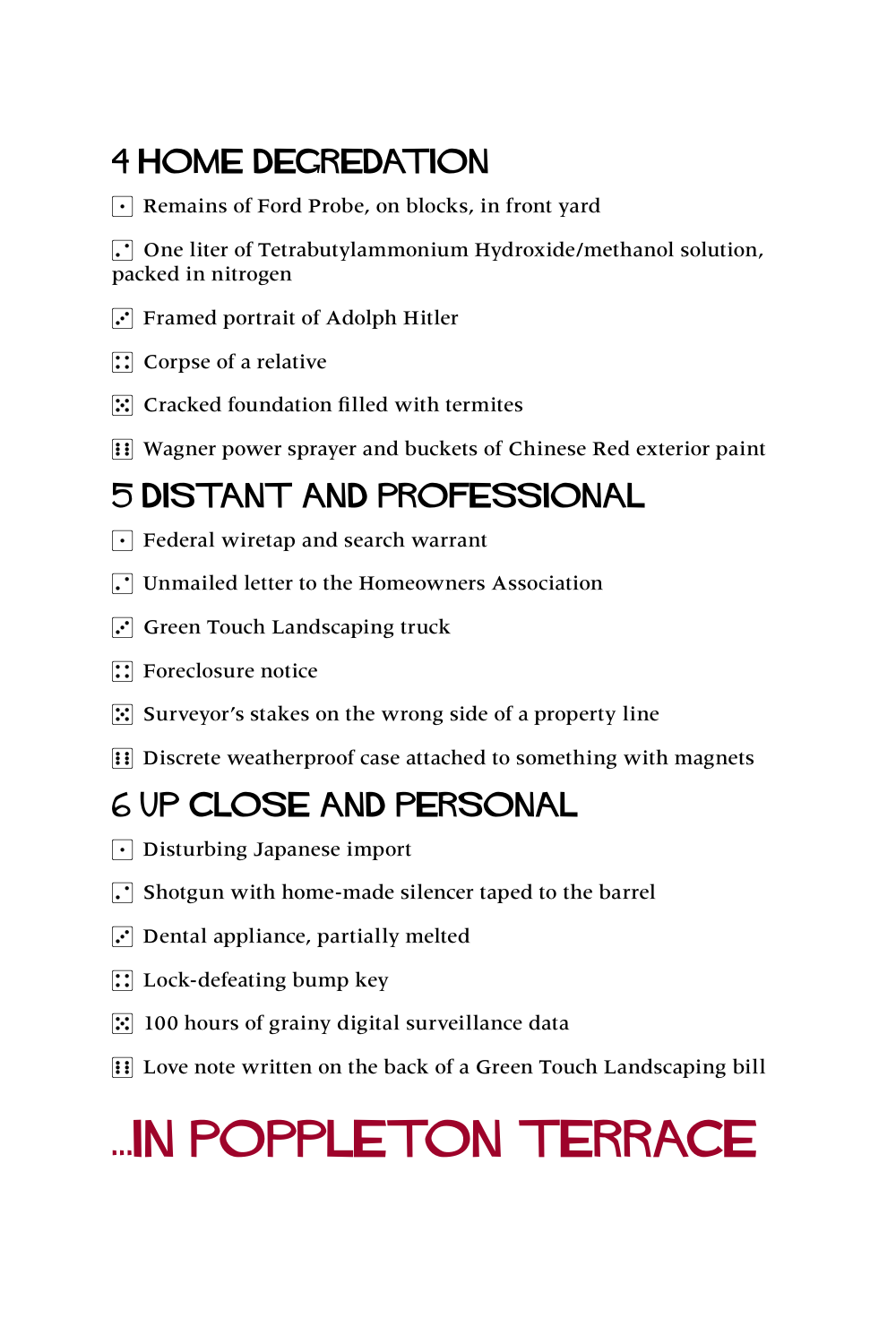## 4 HOME DEGREDATION

- ⚀ Remains of Ford Probe, on blocks, in front yard
- ⚁ One liter of Tetrabutylammonium Hydroxide/methanol solution, packed in nitrogen
- ⚂ Framed portrait of Adolph Hitler
- ⚃ Corpse of a relative
- ⚄ Cracked foundation filled with termites
- ⚅ Wagner power sprayer and buckets of Chinese Red exterior paint

## 5 DISTANT AND PROFESSIONAL

- ⚀ Federal wiretap and search warrant
- ⚁ Unmailed letter to the Homeowners Association
- ⚂ Green Touch Landscaping truck
- ⚃ Foreclosure notice
- ⚄ Surveyor's stakes on the wrong side of a property line
- ⚅ Discrete weatherproof case attached to something with magnets

## 6 UP CLOSE AND PERSONAL

- ⚀ Disturbing Japanese import
- ⚁ Shotgun with home-made silencer taped to the barrel
- ⚂ Dental appliance, partially melted
- ⚃ Lock-defeating bump key
- ⚄ 100 hours of grainy digital surveillance data
- ⚅ Love note written on the back of a Green Touch Landscaping bill

# ...IN POPPLETON TERRACE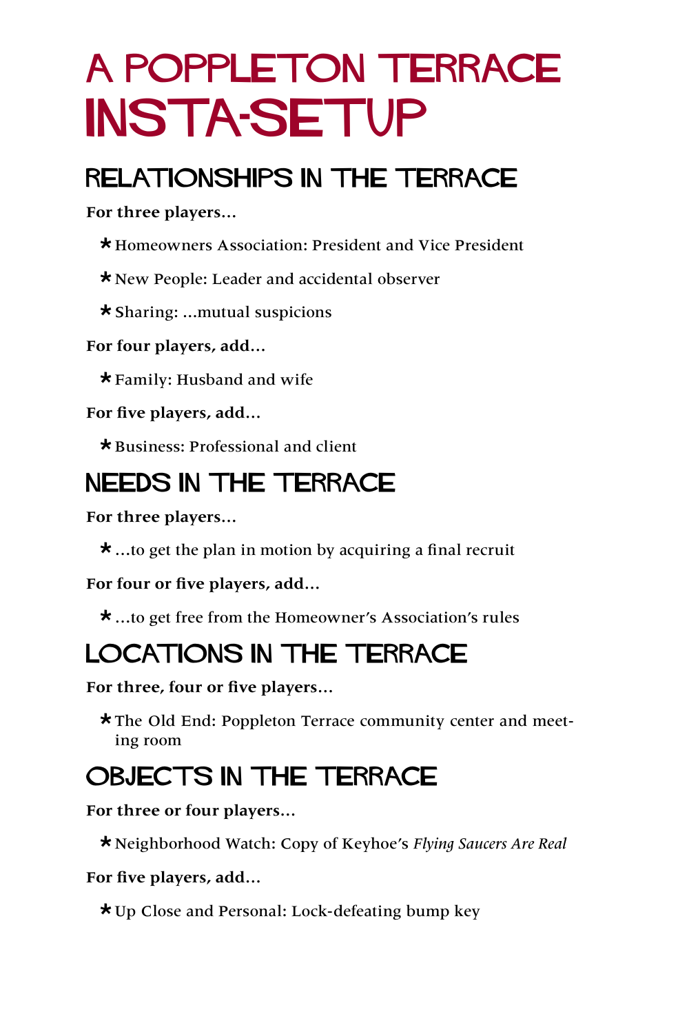# A POPPLETON TERRACE INSTA-SETUP

## RELATIONSHIPS IN THE TERRACE

**For three players...**

* Homeowners Association: President and Vice President
* New People: Leader and accidental observer
* Sharing: ...mutual suspicions

**For four players, add...**

* Family: Husband and wife

**For five players, add...**

* Business: Professional and client

## NEEDS IN THE TERRACE

**For three players...**

* ...to get the plan in motion by acquiring a final recruit

**For four or five players, add...**

* ...to get free from the Homeowner's Association's rules

## LOCATIONS IN THE TERRACE

**For three, four or five players...**

* The Old End: Poppleton Terrace community center and meeting room

## OBJECTS IN THE TERRACE

**For three or four players...**

* Neighborhood Watch: Copy of Keyhoe's *Flying Saucers Are Real*

**For five players, add...**

* Up Close and Personal: Lock-defeating bump key